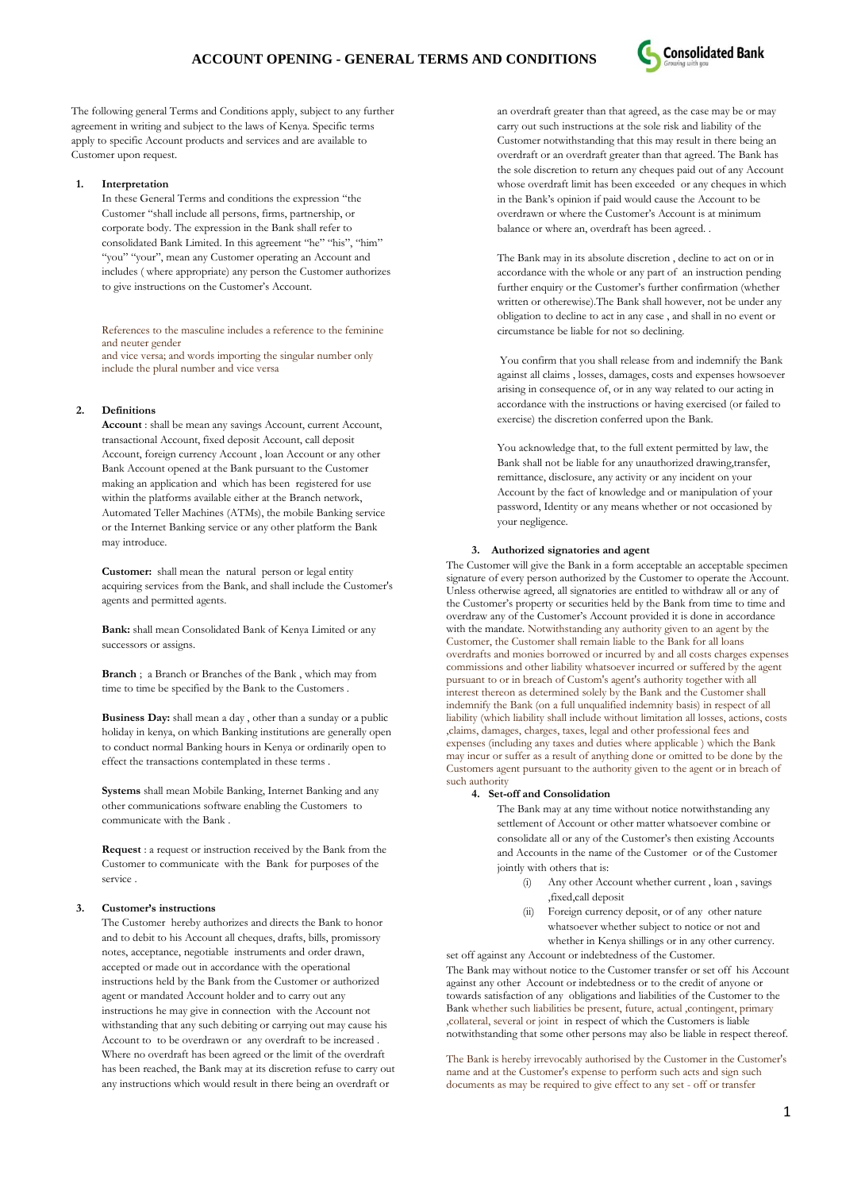# ACCOUNT OPENING - GENERAL TERMS AND CONDITIONS

The following general Terms and Conditions apply, subject to any further agreement in writing and subject to the laws of Kenya. Specific terms apply to specific Account products and services and are available to Customer upon request.

**1. Interpretation**

In these General Terms and conditions the expression "the Customer "shall include all persons, firms, partnership, or corporate body. The expression in the Bank shall refer to consolidated Bank Limited. In this agreement "he" "his", "him" "you" "your", mean any Customer operating an Account and includes ( where appropriate) any person the Customer authorizes to give instructions on the Customer's Account.

References to the masculine includes a reference to the feminine and neuter gender
and vice versa; and words importing the singular number only include the plural number and vice versa

**2. Definitions**

**Account** : shall be mean any savings Account, current Account, transactional Account, fixed deposit Account, call deposit Account, foreign currency Account , loan Account or any other Bank Account opened at the Bank pursuant to the Customer making an application and which has been registered for use within the platforms available either at the Branch network, Automated Teller Machines (ATMs), the mobile Banking service or the Internet Banking service or any other platform the Bank may introduce.

**Customer:** shall mean the natural person or legal entity acquiring services from the Bank, and shall include the Customer's agents and permitted agents.

**Bank:** shall mean Consolidated Bank of Kenya Limited or any successors or assigns.

**Branch** ; a Branch or Branches of the Bank , which may from time to time to be specified by the Bank to the Customers .

**Business Day:** shall mean a day , other than a sunday or a public holiday in kenya, on which Banking institutions are generally open to conduct normal Banking hours in Kenya or ordinarily open to effect the transactions contemplated in these terms .

**Systems** shall mean Mobile Banking, Internet Banking and any other communications software enabling the Customers to communicate with the Bank .

**Request** : a request or instruction received by the Bank from the Customer to communicate with the Bank for purposes of the service .

**3. Customer's instructions**

The Customer hereby authorizes and directs the Bank to honor and to debit to his Account all cheques, drafts, bills, promissory notes, acceptance, negotiable instruments and order drawn, accepted or made out in accordance with the operational instructions held by the Bank from the Customer or authorized agent or mandated Account holder and to carry out any instructions he may give in connection with the Account not withstanding that any such debiting or carrying out may cause his Account to to be overdrawn or any overdraft to be increased . Where no overdraft has been agreed or the limit of the overdraft has been reached, the Bank may at its discretion refuse to carry out any instructions which would result in there being an overdraft or an overdraft greater than that agreed, as the case may be or may carry out such instructions at the sole risk and liability of the Customer notwithstanding that this may result in there being an overdraft or an overdraft greater than that agreed. The Bank has the sole discretion to return any cheques paid out of any Account whose overdraft limit has been exceeded or any cheques in which in the Bank's opinion if paid would cause the Account to be overdrawn or where the Customer's Account is at minimum balance or where an, overdraft has been agreed. .

The Bank may in its absolute discretion , decline to act on or in accordance with the whole or any part of an instruction pending further enquiry or the Customer's further confirmation (whether written or otherwise).The Bank shall however, not be under any obligation to decline to act in any case , and shall in no event or circumstance be liable for not so declining.

You confirm that you shall release from and indemnify the Bank against all claims , losses, damages, costs and expenses howsoever arising in consequence of, or in any way related to our acting in accordance with the instructions or having exercised (or failed to exercise) the discretion conferred upon the Bank.

You acknowledge that, to the full extent permitted by law, the Bank shall not be liable for any unauthorized drawing,transfer, remittance, disclosure, any activity or any incident on your Account by the fact of knowledge and or manipulation of your password, Identity or any means whether or not occasioned by your negligence.

**3. Authorized signatories and agent**

The Customer will give the Bank in a form acceptable an acceptable specimen signature of every person authorized by the Customer to operate the Account. Unless otherwise agreed, all signatories are entitled to withdraw all or any of the Customer's property or securities held by the Bank from time to time and overdraw any of the Customer's Account provided it is done in accordance with the mandate. Notwithstanding any authority given to an agent by the Customer, the Customer shall remain liable to the Bank for all loans overdrafts and monies borrowed or incurred by and all costs charges expenses commissions and other liability whatsoever incurred or suffered by the agent pursuant to or in breach of Custom's agent's authority together with all interest thereon as determined solely by the Bank and the Customer shall indemnify the Bank (on a full unqualified indemnity basis) in respect of all liability (which liability shall include without limitation all losses, actions, costs ,claims, damages, charges, taxes, legal and other professional fees and expenses (including any taxes and duties where applicable ) which the Bank may incur or suffer as a result of anything done or omitted to be done by the Customers agent pursuant to the authority given to the agent or in breach of such authority

**4. Set-off and Consolidation**

The Bank may at any time without notice notwithstanding any settlement of Account or other matter whatsoever combine or consolidate all or any of the Customer's then existing Accounts and Accounts in the name of the Customer or of the Customer jointly with others that is:

(i) Any other Account whether current , loan , savings ,fixed,call deposit
(ii) Foreign currency deposit, or of any other nature whatsoever whether subject to notice or not and whether in Kenya shillings or in any other currency.

set off against any Account or indebtedness of the Customer.

The Bank may without notice to the Customer transfer or set off his Account against any other Account or indebtedness or to the credit of anyone or towards satisfaction of any obligations and liabilities of the Customer to the Bank whether such liabilities be present, future, actual ,contingent, primary ,collateral, several or joint in respect of which the Customers is liable notwithstanding that some other persons may also be liable in respect thereof.

The Bank is hereby irrevocably authorised by the Customer in the Customer's name and at the Customer's expense to perform such acts and sign such documents as may be required to give effect to any set - off or transfer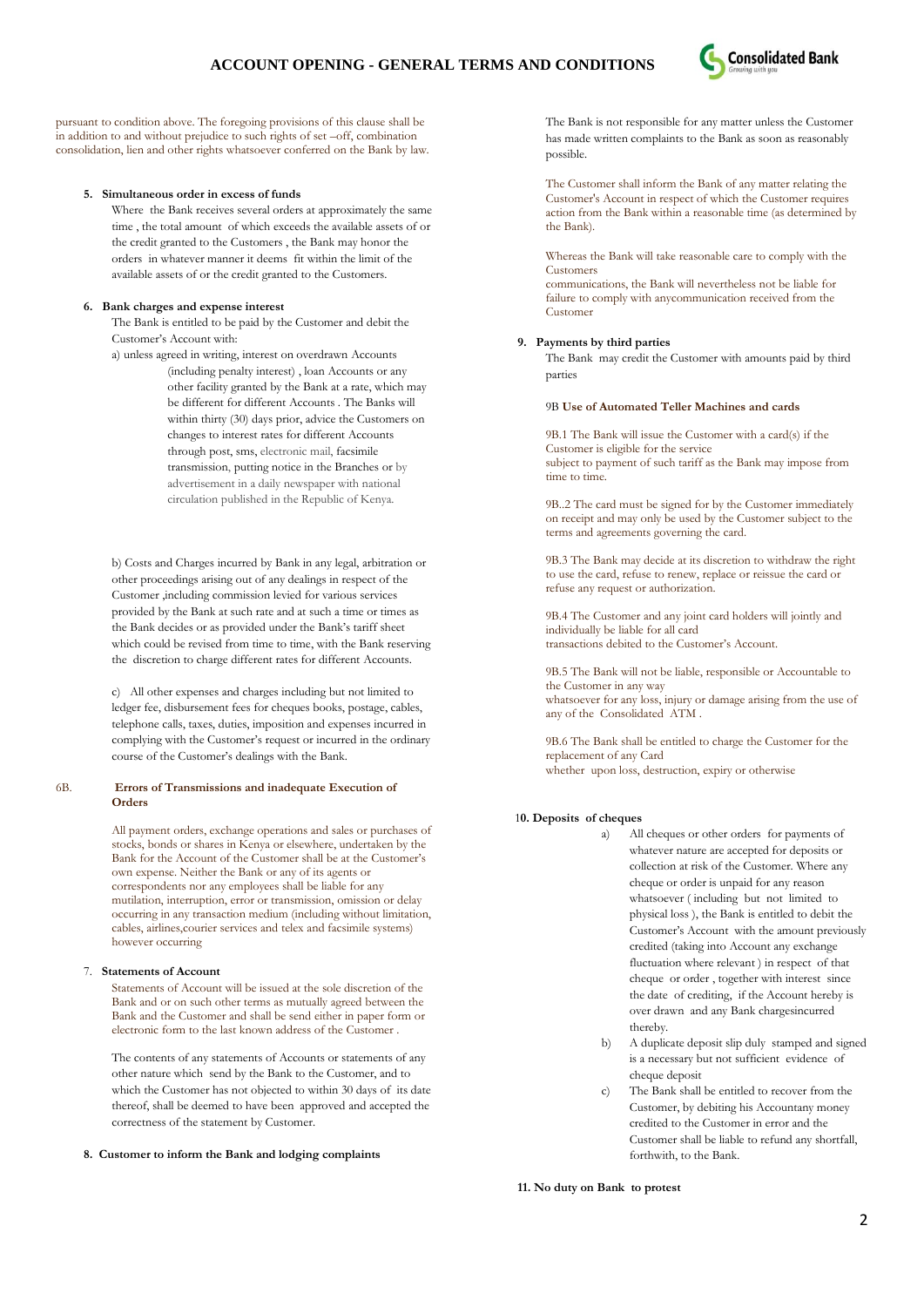pursuant to condition above. The foregoing provisions of this clause shall be in addition to and without prejudice to such rights of set –off, combination consolidation, lien and other rights whatsoever conferred on the Bank by law.

**5. Simultaneous order in excess of funds**

Where the Bank receives several orders at approximately the same time , the total amount of which exceeds the available assets of or the credit granted to the Customers , the Bank may honor the orders in whatever manner it deems fit within the limit of the available assets of or the credit granted to the Customers.

**6. Bank charges and expense interest**

The Bank is entitled to be paid by the Customer and debit the Customer's Account with:

a) unless agreed in writing, interest on overdrawn Accounts (including penalty interest) , loan Accounts or any other facility granted by the Bank at a rate, which may be different for different Accounts . The Banks will within thirty (30) days prior, advice the Customers on changes to interest rates for different Accounts through post, sms, electronic mail, facsimile transmission, putting notice in the Branches or by advertisement in a daily newspaper with national circulation published in the Republic of Kenya.

b) Costs and Charges incurred by Bank in any legal, arbitration or other proceedings arising out of any dealings in respect of the Customer ,including commission levied for various services provided by the Bank at such rate and at such a time or times as the Bank decides or as provided under the Bank's tariff sheet which could be revised from time to time, with the Bank reserving the discretion to charge different rates for different Accounts.

c) All other expenses and charges including but not limited to ledger fee, disbursement fees for cheques books, postage, cables, telephone calls, taxes, duties, imposition and expenses incurred in complying with the Customer's request or incurred in the ordinary course of the Customer's dealings with the Bank.

6B. **Errors of Transmissions and inadequate Execution of Orders**

All payment orders, exchange operations and sales or purchases of stocks, bonds or shares in Kenya or elsewhere, undertaken by the Bank for the Account of the Customer shall be at the Customer's own expense. Neither the Bank or any of its agents or correspondents nor any employees shall be liable for any mutilation, interruption, error or transmission, omission or delay occurring in any transaction medium (including without limitation, cables, airlines,courier services and telex and facsimile systems) however occurring

**7. Statements of Account**

Statements of Account will be issued at the sole discretion of the Bank and or on such other terms as mutually agreed between the Bank and the Customer and shall be send either in paper form or electronic form to the last known address of the Customer .

The contents of any statements of Accounts or statements of any other nature which send by the Bank to the Customer, and to which the Customer has not objected to within 30 days of its date thereof, shall be deemed to have been approved and accepted the correctness of the statement by Customer.

**8. Customer to inform the Bank and lodging complaints**

The Bank is not responsible for any matter unless the Customer has made written complaints to the Bank as soon as reasonably possible.

The Customer shall inform the Bank of any matter relating the Customer's Account in respect of which the Customer requires action from the Bank within a reasonable time (as determined by the Bank).

Whereas the Bank will take reasonable care to comply with the Customers communications, the Bank will nevertheless not be liable for failure to comply with anycommunication received from the Customer

**9. Payments by third parties**

The Bank may credit the Customer with amounts paid by third parties

9B **Use of Automated Teller Machines and cards**

9B.1 The Bank will issue the Customer with a card(s) if the Customer is eligible for the service subject to payment of such tariff as the Bank may impose from time to time.

9B..2 The card must be signed for by the Customer immediately on receipt and may only be used by the Customer subject to the terms and agreements governing the card.

9B.3 The Bank may decide at its discretion to withdraw the right to use the card, refuse to renew, replace or reissue the card or refuse any request or authorization.

9B.4 The Customer and any joint card holders will jointly and individually be liable for all card transactions debited to the Customer's Account.

9B.5 The Bank will not be liable, responsible or Accountable to the Customer in any way whatsoever for any loss, injury or damage arising from the use of any of the Consolidated ATM .

9B.6 The Bank shall be entitled to charge the Customer for the replacement of any Card whether upon loss, destruction, expiry or otherwise

**10. Deposits of cheques**

a) All cheques or other orders for payments of whatever nature are accepted for deposits or collection at risk of the Customer. Where any cheque or order is unpaid for any reason whatsoever ( including but not limited to physical loss ), the Bank is entitled to debit the Customer's Account with the amount previously credited (taking into Account any exchange fluctuation where relevant ) in respect of that cheque or order , together with interest since the date of crediting, if the Account hereby is over drawn and any Bank chargesincurred thereby.

b) A duplicate deposit slip duly stamped and signed is a necessary but not sufficient evidence of cheque deposit

c) The Bank shall be entitled to recover from the Customer, by debiting his Accountany money credited to the Customer in error and the Customer shall be liable to refund any shortfall, forthwith, to the Bank.

**11. No duty on Bank to protest**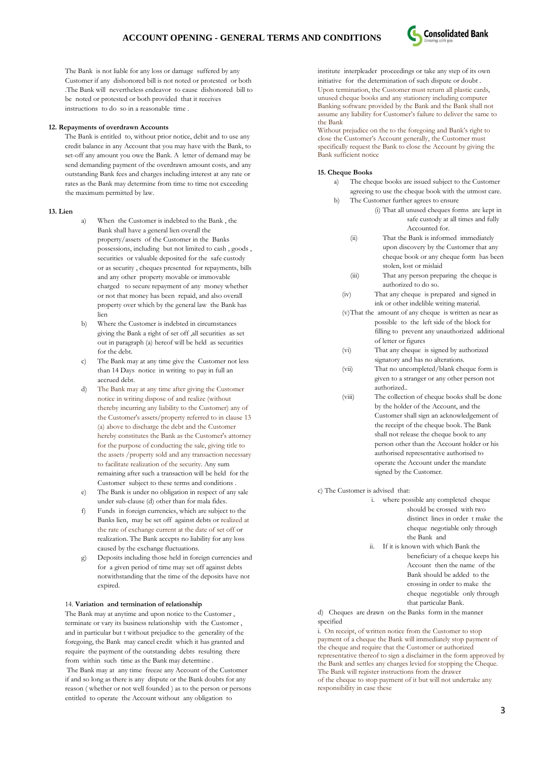The Bank is not liable for any loss or damage suffered by any Customer if any dishonored bill is not noted or protested or both .The Bank will nevertheless endeavor to cause dishonored bill to be noted or protested or both provided that it receives instructions to do so in a reasonable time .

**12. Repayments of overdrawn Accounts**

The Bank is entitled to, without prior notice, debit and to use any credit balance in any Account that you may have with the Bank, to set-off any amount you owe the Bank. A letter of demand may be send demanding payment of the overdrawn amount costs, and any outstanding Bank fees and charges including interest at any rate or rates as the Bank may determine from time to time not exceeding the maximum permitted by law.

**13. Lien**

a) When the Customer is indebted to the Bank , the Bank shall have a general lien overall the property/assets of the Customer in the Banks possessions, including but not limited to cash , goods , securities or valuable deposited for the safe custody or as security , cheques presented for repayments, bills and any other property movable or immovable charged to secure repayment of any money whether or not that money has been repaid, and also overall property over which by the general law the Bank has lien

b) Where the Customer is indebted in circumstances giving the Bank a right of set off ,all securities as set out in paragraph (a) hereof will be held as securities for the debt.

c) The Bank may at any time give the Customer not less than 14 Days notice in writing to pay in full an accrued debt.

d) The Bank may at any time after giving the Customer notice in writing dispose of and realize (without thereby incurring any liability to the Customer) any of the Customer's assets/property referred to in clause 13 (a) above to discharge the debt and the Customer hereby constitutes the Bank as the Customer's attorney for the purpose of conducting the sale, giving title to the assets /property sold and any transaction necessary to facilitate realization of the security. Any sum remaining after such a transaction will be held for the Customer subject to these terms and conditions .

e) The Bank is under no obligation in respect of any sale under sub-clause (d) other than for mala fides.

f) Funds in foreign currencies, which are subject to the Banks lien, may be set off against debts or realized at the rate of exchange current at the date of set off or realization. The Bank accepts no liability for any loss caused by the exchange fluctuations.

g) Deposits including those held in foreign currencies and for a given period of time may set off against debts notwithstanding that the time of the deposits have not expired.

14. **Variation and termination of relationship**

The Bank may at anytime and upon notice to the Customer , terminate or vary its business relationship with the Customer , and in particular but t without prejudice to the generality of the foregoing, the Bank may cancel credit which it has granted and require the payment of the outstanding debts resulting there from within such time as the Bank may determine .

The Bank may at any time freeze any Account of the Customer if and so long as there is any dispute or the Bank doubts for any reason ( whether or not well founded ) as to the person or persons entitled to operate the Account without any obligation to institute interpleader proceedings or take any step of its own initiative for the determination of such dispute or doubt .

Upon termination, the Customer must return all plastic cards, unused cheque books and any stationery including computer Banking software provided by the Bank and the Bank shall not assume any liability for Customer's failure to deliver the same to the Bank

Without prejudice on the to the foregoing and Bank's right to close the Customer's Account generally, the Customer must specifically request the Bank to close the Account by giving the Bank sufficient notice

**15. Cheque Books**

a) The cheque books are issued subject to the Customer agreeing to use the cheque book with the utmost care.

b) The Customer further agrees to ensure

(i) That all unused cheques forms are kept in safe custody at all times and fully Accounted for.

(ii) That the Bank is informed immediately upon discovery by the Customer that any cheque book or any cheque form has been stolen, lost or mislaid

(iii) That any person preparing the cheque is authorized to do so.

(iv) That any cheque is prepared and signed in ink or other indelible writing material.

(v) That the amount of any cheque is written as near as possible to the left side of the block for filling to prevent any unauthorized additional of letter or figures

(vi) That any cheque is signed by authorized signatory and has no alterations.

(vii) That no uncompleted/blank cheque form is given to a stranger or any other person not authorized..

(viii) The collection of cheque books shall be done by the holder of the Account, and the Customer shall sign an acknowledgement of the receipt of the cheque book. The Bank shall not release the cheque book to any person other than the Account holder or his authorised representative authorised to operate the Account under the mandate signed by the Customer.

c) The Customer is advised that:

i. where possible any completed cheque should be crossed with two distinct lines in order t make the cheque negotiable only through the Bank and

ii. If it is known with which Bank the beneficiary of a cheque keeps his Account then the name of the Bank should be added to the crossing in order to make the cheque negotiable only through that particular Bank.

d) Cheques are drawn on the Banks form in the manner specified

i. On receipt, of written notice from the Customer to stop payment of a cheque the Bank will immediately stop payment of the cheque and require that the Customer or authorized representative thereof to sign a disclaimer in the form approved by the Bank and settles any charges levied for stopping the Cheque. The Bank will register instructions from the drawer of the cheque to stop payment of it but will not undertake any responsibility in case these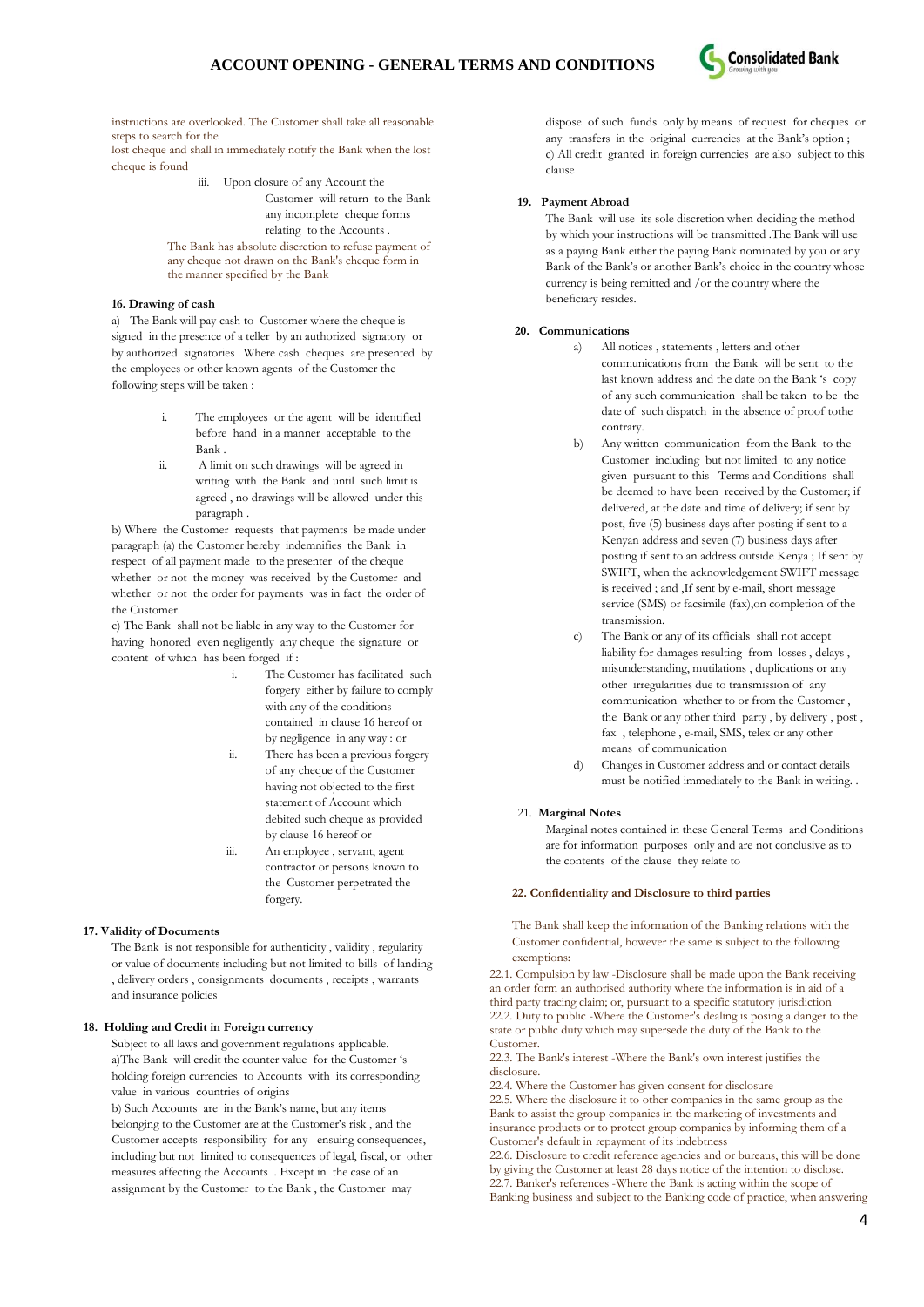instructions are overlooked. The Customer shall take all reasonable steps to search for the lost cheque and shall in immediately notify the Bank when the lost cheque is found

iii. Upon closure of any Account the Customer will return to the Bank any incomplete cheque forms relating to the Accounts .

The Bank has absolute discretion to refuse payment of any cheque not drawn on the Bank's cheque form in the manner specified by the Bank

### 16. Drawing of cash

a) The Bank will pay cash to Customer where the cheque is signed in the presence of a teller by an authorized signatory or by authorized signatories . Where cash cheques are presented by the employees or other known agents of the Customer the following steps will be taken :

i. The employees or the agent will be identified before hand in a manner acceptable to the Bank .

ii. A limit on such drawings will be agreed in writing with the Bank and until such limit is agreed , no drawings will be allowed under this paragraph .

b) Where the Customer requests that payments be made under paragraph (a) the Customer hereby indemnifies the Bank in respect of all payment made to the presenter of the cheque whether or not the money was received by the Customer and whether or not the order for payments was in fact the order of the Customer.

c) The Bank shall not be liable in any way to the Customer for having honored even negligently any cheque the signature or content of which has been forged if :

i. The Customer has facilitated such forgery either by failure to comply with any of the conditions contained in clause 16 hereof or by negligence in any way : or

ii. There has been a previous forgery of any cheque of the Customer having not objected to the first statement of Account which debited such cheque as provided by clause 16 hereof or

iii. An employee , servant, agent contractor or persons known to the Customer perpetrated the forgery.

### 17. Validity of Documents

The Bank is not responsible for authenticity , validity , regularity or value of documents including but not limited to bills of landing , delivery orders , consignments documents , receipts , warrants and insurance policies

### 18. Holding and Credit in Foreign currency

Subject to all laws and government regulations applicable.

a)The Bank will credit the counter value for the Customer 's holding foreign currencies to Accounts with its corresponding value in various countries of origins

b) Such Accounts are in the Bank's name, but any items belonging to the Customer are at the Customer's risk , and the Customer accepts responsibility for any ensuing consequences, including but not limited to consequences of legal, fiscal, or other measures affecting the Accounts . Except in the case of an assignment by the Customer to the Bank , the Customer may dispose of such funds only by means of request for cheques or any transfers in the original currencies at the Bank's option ;

c) All credit granted in foreign currencies are also subject to this clause

### 19. Payment Abroad

The Bank will use its sole discretion when deciding the method by which your instructions will be transmitted .The Bank will use as a paying Bank either the paying Bank nominated by you or any Bank of the Bank's or another Bank's choice in the country whose currency is being remitted and /or the country where the beneficiary resides.

### 20. Communications

a) All notices , statements , letters and other communications from the Bank will be sent to the last known address and the date on the Bank 's copy of any such communication shall be taken to be the date of such dispatch in the absence of proof tothe contrary.

b) Any written communication from the Bank to the Customer including but not limited to any notice given pursuant to this Terms and Conditions shall be deemed to have been received by the Customer; if delivered, at the date and time of delivery; if sent by post, five (5) business days after posting if sent to a Kenyan address and seven (7) business days after posting if sent to an address outside Kenya ; If sent by SWIFT, when the acknowledgement SWIFT message is received ; and ,If sent by e-mail, short message service (SMS) or facsimile (fax),on completion of the transmission.

c) The Bank or any of its officials shall not accept liability for damages resulting from losses , delays , misunderstanding, mutilations , duplications or any other irregularities due to transmission of any communication whether to or from the Customer , the Bank or any other third party , by delivery , post , fax , telephone , e-mail, SMS, telex or any other means of communication

d) Changes in Customer address and or contact details must be notified immediately to the Bank in writing. .

### 21. Marginal Notes

Marginal notes contained in these General Terms and Conditions are for information purposes only and are not conclusive as to the contents of the clause they relate to

### 22. Confidentiality and Disclosure to third parties

The Bank shall keep the information of the Banking relations with the Customer confidential, however the same is subject to the following exemptions:

22.1. Compulsion by law -Disclosure shall be made upon the Bank receiving an order form an authorised authority where the information is in aid of a third party tracing claim; or, pursuant to a specific statutory jurisdiction

22.2. Duty to public -Where the Customer's dealing is posing a danger to the state or public duty which may supersede the duty of the Bank to the Customer.

22.3. The Bank's interest -Where the Bank's own interest justifies the disclosure.

22.4. Where the Customer has given consent for disclosure

22.5. Where the disclosure it to other companies in the same group as the Bank to assist the group companies in the marketing of investments and insurance products or to protect group companies by informing them of a Customer's default in repayment of its indebtness

22.6. Disclosure to credit reference agencies and or bureaus, this will be done by giving the Customer at least 28 days notice of the intention to disclose.

22.7. Banker's references -Where the Bank is acting within the scope of Banking business and subject to the Banking code of practice, when answering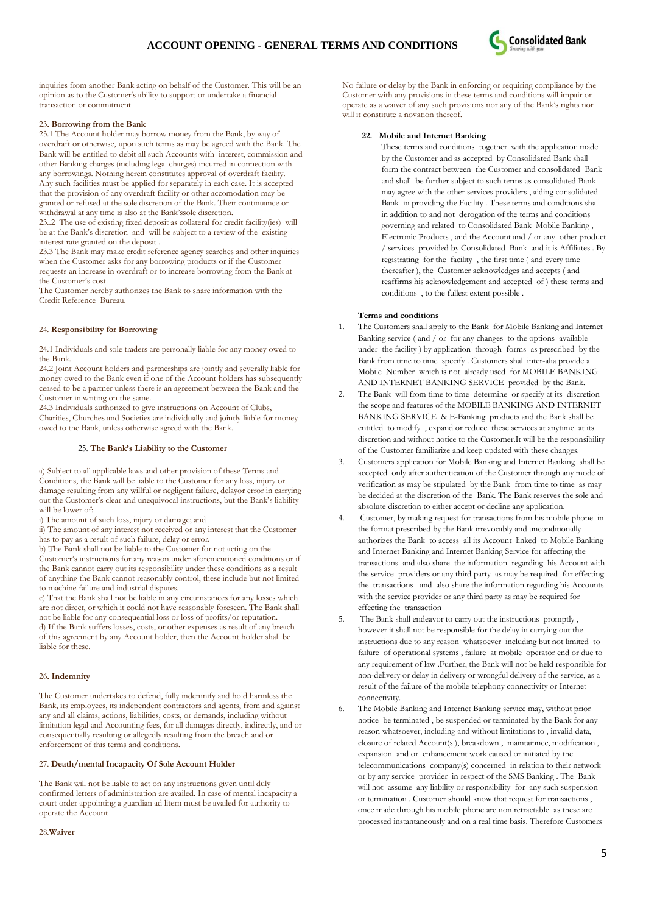inquiries from another Bank acting on behalf of the Customer. This will be an opinion as to the Customer's ability to support or undertake a financial transaction or commitment

23. **Borrowing from the Bank**

23.1 The Account holder may borrow money from the Bank, by way of overdraft or otherwise, upon such terms as may be agreed with the Bank. The Bank will be entitled to debit all such Accounts with interest, commission and other Banking charges (including legal charges) incurred in connection with any borrowings. Nothing herein constitutes approval of overdraft facility. Any such facilities must be applied for separately in each case. It is accepted that the provision of any overdraft facility or other accomodation may be granted or refused at the sole discretion of the Bank. Their continuance or withdrawal at any time is also at the Bank'ssole discretion.

23..2 The use of existing fixed deposit as collateral for credit facility(ies) will be at the Bank's discretion and will be subject to a review of the existing interest rate granted on the deposit .

23.3 The Bank may make credit reference agency searches and other inquiries when the Customer asks for any borrowing products or if the Customer requests an increase in overdraft or to increase borrowing from the Bank at the Customer's cost.

The Customer hereby authorizes the Bank to share information with the Credit Reference Bureau.

24. **Responsibility for Borrowing**

24.1 Individuals and sole traders are personally liable for any money owed to the Bank.

24.2 Joint Account holders and partnerships are jointly and severally liable for money owed to the Bank even if one of the Account holders has subsequently ceased to be a partner unless there is an agreement between the Bank and the Customer in writing on the same.

24.3 Individuals authorized to give instructions on Account of Clubs, Charities, Churches and Societies are individually and jointly liable for money owed to the Bank, unless otherwise agreed with the Bank.

25. **The Bank's Liability to the Customer**

a) Subject to all applicable laws and other provision of these Terms and Conditions, the Bank will be liable to the Customer for any loss, injury or damage resulting from any willful or negligent failure, delayor error in carrying out the Customer's clear and unequivocal instructions, but the Bank's liability will be lower of:

i) The amount of such loss, injury or damage; and

ii) The amount of any interest not received or any interest that the Customer has to pay as a result of such failure, delay or error.

b) The Bank shall not be liable to the Customer for not acting on the Customer's instructions for any reason under aforementioned conditions or if the Bank cannot carry out its responsibility under these conditions as a result of anything the Bank cannot reasonably control, these include but not limited to machine failure and industrial disputes.

c) That the Bank shall not be liable in any circumstances for any losses which are not direct, or which it could not have reasonably foreseen. The Bank shall not be liable for any consequential loss or loss of profits/or reputation.

d) If the Bank suffers losses, costs, or other expenses as result of any breach of this agreement by any Account holder, then the Account holder shall be liable for these.

26. **Indemnity**

The Customer undertakes to defend, fully indemnify and hold harmless the Bank, its employees, its independent contractors and agents, from and against any and all claims, actions, liabilities, costs, or demands, including without limitation legal and Accounting fees, for all damages directly, indirectly, and or consequentially resulting or allegedly resulting from the breach and or enforcement of this terms and conditions.

27. **Death/mental Incapacity Of Sole Account Holder**

The Bank will not be liable to act on any instructions given until duly confirmed letters of administration are availed. In case of mental incapacity a court order appointing a guardian ad litern must be availed for authority to operate the Account

28.**Waiver**

No failure or delay by the Bank in enforcing or requiring compliance by the Customer with any provisions in these terms and conditions will impair or operate as a waiver of any such provisions nor any of the Bank's rights nor will it constitute a novation thereof.

**22. Mobile and Internet Banking**

These terms and conditions together with the application made by the Customer and as accepted by Consolidated Bank shall form the contract between the Customer and consolidated Bank and shall be further subject to such terms as consolidated Bank may agree with the other services providers , aiding consolidated Bank in providing the Facility . These terms and conditions shall in addition to and not derogation of the terms and conditions governing and related to Consolidated Bank Mobile Banking , Electronic Products , and the Account and / or any other product / services provided by Consolidated Bank and it is Affiliates . By registrating for the facility , the first time ( and every time thereafter ), the Customer acknowledges and accepts ( and reaffirms his acknowledgement and accepted of ) these terms and conditions , to the fullest extent possible .

**Terms and conditions**

1. The Customers shall apply to the Bank for Mobile Banking and Internet Banking service ( and / or for any changes to the options available under the facility ) by application through forms as prescribed by the Bank from time to time specify . Customers shall inter-alia provide a Mobile Number which is not already used for MOBILE BANKING AND INTERNET BANKING SERVICE provided by the Bank.
2. The Bank will from time to time determine or specify at its discretion the scope and features of the MOBILE BANKING AND INTERNET BANKING SERVICE & E-Banking products and the Bank shall be entitled to modify , expand or reduce these services at anytime at its discretion and without notice to the Customer.It will be the responsibility of the Customer familiarize and keep updated with these changes.
3. Customers application for Mobile Banking and Internet Banking shall be accepted only after authentication of the Customer through any mode of verification as may be stipulated by the Bank from time to time as may be decided at the discretion of the Bank. The Bank reserves the sole and absolute discretion to either accept or decline any application.
4. Customer, by making request for transactions from his mobile phone in the format prescribed by the Bank irrevocably and unconditionally authorizes the Bank to access all its Account linked to Mobile Banking and Internet Banking and Internet Banking Service for affecting the transactions and also share the information regarding his Account with the service providers or any third party as may be required for effecting the transactions and also share the information regarding his Accounts with the service provider or any third party as may be required for effecting the transaction
5. The Bank shall endeavor to carry out the instructions promptly , however it shall not be responsible for the delay in carrying out the instructions due to any reason whatsoever including but not limited to failure of operational systems , failure at mobile operator end or due to any requirement of law .Further, the Bank will not be held responsible for non-delivery or delay in delivery or wrongful delivery of the service, as a result of the failure of the mobile telephony connectivity or Internet connectivity.
6. The Mobile Banking and Internet Banking service may, without prior notice be terminated , be suspended or terminated by the Bank for any reason whatsoever, including and without limitations to , invalid data, closure of related Account(s ), breakdown , maintainnce, modification , expansion and or enhancement work caused or initiated by the telecommunications company(s) concerned in relation to their network or by any service provider in respect of the SMS Banking . The Bank will not assume any liability or responsibility for any such suspension or termination . Customer should know that request for transactions , once made through his mobile phone are non retractable as these are processed instantaneously and on a real time basis. Therefore Customers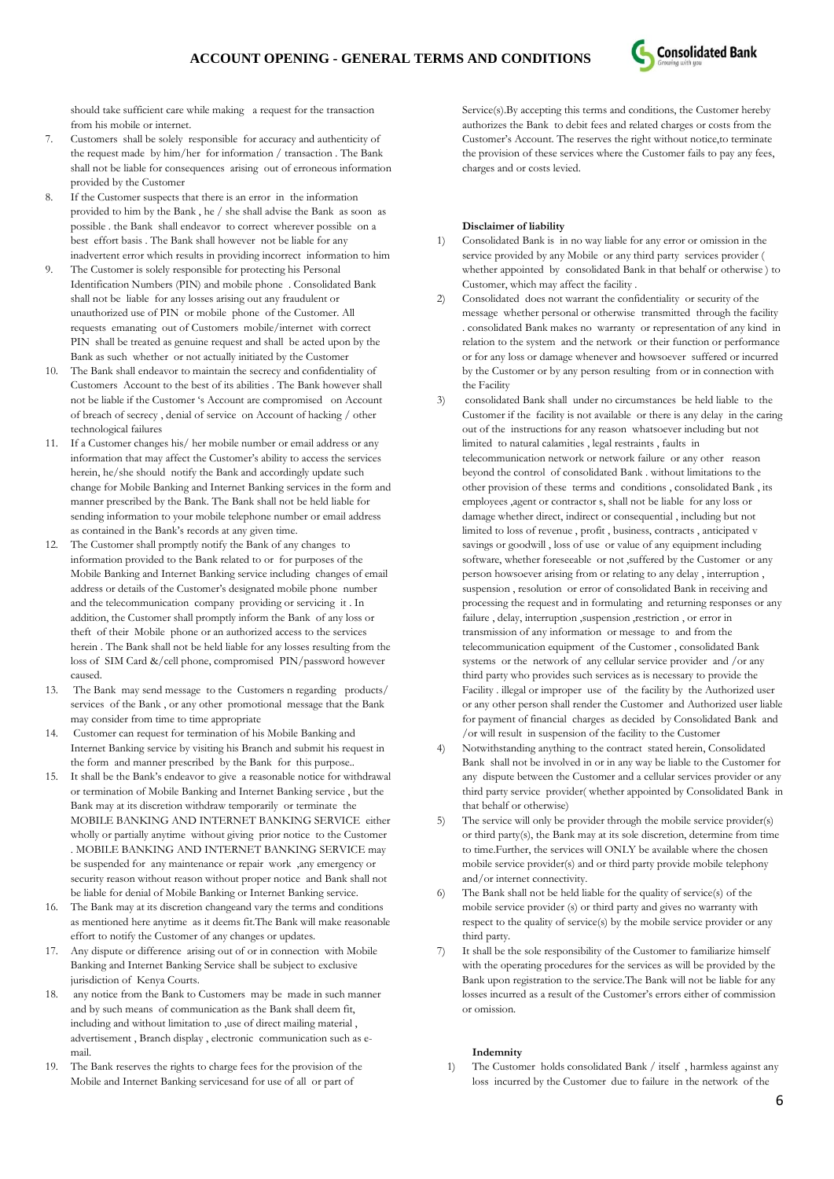should take sufficient care while making a request for the transaction from his mobile or internet.

7. Customers shall be solely responsible for accuracy and authenticity of the request made by him/her for information / transaction . The Bank shall not be liable for consequences arising out of erroneous information provided by the Customer
8. If the Customer suspects that there is an error in the information provided to him by the Bank , he / she shall advise the Bank as soon as possible . the Bank shall endeavor to correct wherever possible on a best effort basis . The Bank shall however not be liable for any inadvertent error which results in providing incorrect information to him
9. The Customer is solely responsible for protecting his Personal Identification Numbers (PIN) and mobile phone . Consolidated Bank shall not be liable for any losses arising out any fraudulent or unauthorized use of PIN or mobile phone of the Customer. All requests emanating out of Customers mobile/internet with correct PIN shall be treated as genuine request and shall be acted upon by the Bank as such whether or not actually initiated by the Customer
10. The Bank shall endeavor to maintain the secrecy and confidentiality of Customers Account to the best of its abilities . The Bank however shall not be liable if the Customer 's Account are compromised on Account of breach of secrecy , denial of service on Account of hacking / other technological failures
11. If a Customer changes his/ her mobile number or email address or any information that may affect the Customer's ability to access the services herein, he/she should notify the Bank and accordingly update such change for Mobile Banking and Internet Banking services in the form and manner prescribed by the Bank. The Bank shall not be held liable for sending information to your mobile telephone number or email address as contained in the Bank's records at any given time.
12. The Customer shall promptly notify the Bank of any changes to information provided to the Bank related to or for purposes of the Mobile Banking and Internet Banking service including changes of email address or details of the Customer's designated mobile phone number and the telecommunication company providing or servicing it . In addition, the Customer shall promptly inform the Bank of any loss or theft of their Mobile phone or an authorized access to the services herein . The Bank shall not be held liable for any losses resulting from the loss of SIM Card &/cell phone, compromised PIN/password however caused.
13. The Bank may send message to the Customers n regarding products/ services of the Bank , or any other promotional message that the Bank may consider from time to time appropriate
14. Customer can request for termination of his Mobile Banking and Internet Banking service by visiting his Branch and submit his request in the form and manner prescribed by the Bank for this purpose..
15. It shall be the Bank's endeavor to give a reasonable notice for withdrawal or termination of Mobile Banking and Internet Banking service , but the Bank may at its discretion withdraw temporarily or terminate the MOBILE BANKING AND INTERNET BANKING SERVICE either wholly or partially anytime without giving prior notice to the Customer . MOBILE BANKING AND INTERNET BANKING SERVICE may be suspended for any maintenance or repair work ,any emergency or security reason without reason without proper notice and Bank shall not be liable for denial of Mobile Banking or Internet Banking service.
16. The Bank may at its discretion changeand vary the terms and conditions as mentioned here anytime as it deems fit.The Bank will make reasonable effort to notify the Customer of any changes or updates.
17. Any dispute or difference arising out of or in connection with Mobile Banking and Internet Banking Service shall be subject to exclusive jurisdiction of Kenya Courts.
18. any notice from the Bank to Customers may be made in such manner and by such means of communication as the Bank shall deem fit, including and without limitation to ,use of direct mailing material , advertisement , Branch display , electronic communication such as e-mail.
19. The Bank reserves the rights to charge fees for the provision of the Mobile and Internet Banking servicesand for use of all or part of Service(s).By accepting this terms and conditions, the Customer hereby authorizes the Bank to debit fees and related charges or costs from the Customer's Account. The reserves the right without notice,to terminate the provision of these services where the Customer fails to pay any fees, charges and or costs levied.

**Disclaimer of liability**

1) Consolidated Bank is in no way liable for any error or omission in the service provided by any Mobile or any third party services provider ( whether appointed by consolidated Bank in that behalf or otherwise ) to Customer, which may affect the facility .
2) Consolidated does not warrant the confidentiality or security of the message whether personal or otherwise transmitted through the facility . consolidated Bank makes no warranty or representation of any kind in relation to the system and the network or their function or performance or for any loss or damage whenever and howsoever suffered or incurred by the Customer or by any person resulting from or in connection with the Facility
3) consolidated Bank shall under no circumstances be held liable to the Customer if the facility is not available or there is any delay in the caring out of the instructions for any reason whatsoever including but not limited to natural calamities , legal restraints , faults in telecommunication network or network failure or any other reason beyond the control of consolidated Bank . without limitations to the other provision of these terms and conditions , consolidated Bank , its employees ,agent or contractor s, shall not be liable for any loss or damage whether direct, indirect or consequential , including but not limited to loss of revenue , profit , business, contracts , anticipated v savings or goodwill , loss of use or value of any equipment including software, whether foreseeable or not ,suffered by the Customer or any person howsoever arising from or relating to any delay , interruption , suspension , resolution or error of consolidated Bank in receiving and processing the request and in formulating and returning responses or any failure , delay, interruption ,suspension ,restriction , or error in transmission of any information or message to and from the telecommunication equipment of the Customer , consolidated Bank systems or the network of any cellular service provider and /or any third party who provides such services as is necessary to provide the Facility . illegal or improper use of the facility by the Authorized user or any other person shall render the Customer and Authorized user liable for payment of financial charges as decided by Consolidated Bank and /or will result in suspension of the facility to the Customer
4) Notwithstanding anything to the contract stated herein, Consolidated Bank shall not be involved in or in any way be liable to the Customer for any dispute between the Customer and a cellular services provider or any third party service provider( whether appointed by Consolidated Bank in that behalf or otherwise)
5) The service will only be provider through the mobile service provider(s) or third party(s), the Bank may at its sole discretion, determine from time to time.Further, the services will ONLY be available where the chosen mobile service provider(s) and or third party provide mobile telephony and/or internet connectivity.
6) The Bank shall not be held liable for the quality of service(s) of the mobile service provider (s) or third party and gives no warranty with respect to the quality of service(s) by the mobile service provider or any third party.
7) It shall be the sole responsibility of the Customer to familiarize himself with the operating procedures for the services as will be provided by the Bank upon registration to the service.The Bank will not be liable for any losses incurred as a result of the Customer's errors either of commission or omission.

**Indemnity**

1) The Customer holds consolidated Bank / itself , harmless against any loss incurred by the Customer due to failure in the network of the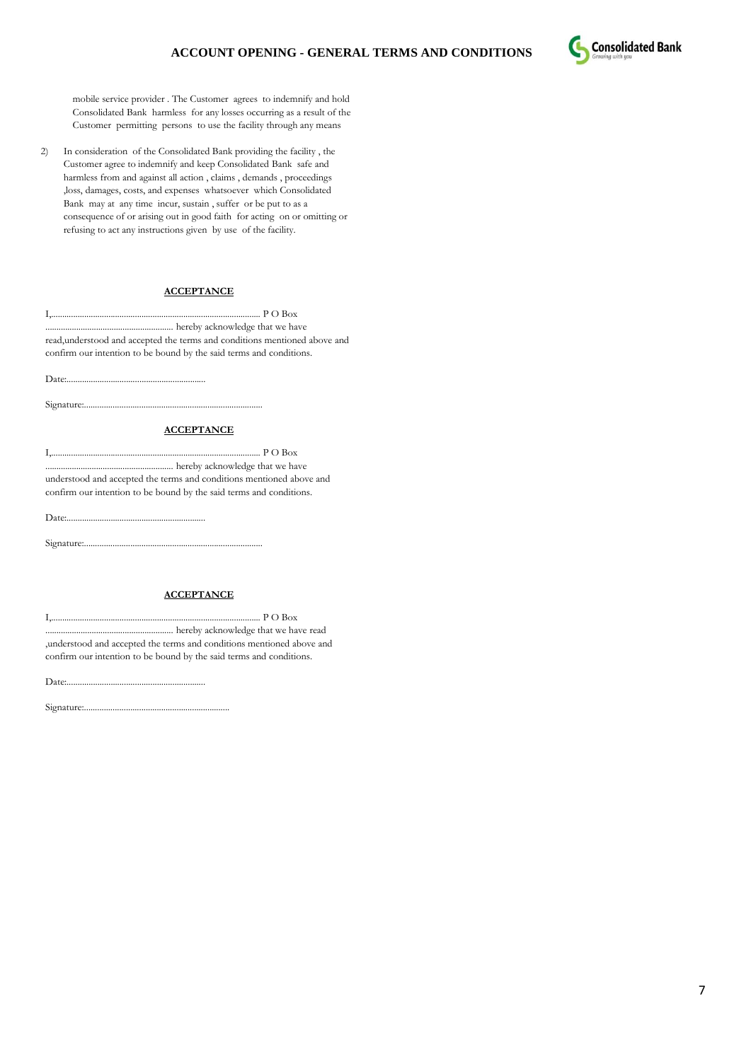mobile service provider . The Customer agrees to indemnify and hold Consolidated Bank harmless for any losses occurring as a result of the Customer permitting persons to use the facility through any means

2) In consideration of the Consolidated Bank providing the facility , the Customer agree to indemnify and keep Consolidated Bank safe and harmless from and against all action , claims , demands , proceedings ,loss, damages, costs, and expenses whatsoever which Consolidated Bank may at any time incur, sustain , suffer or be put to as a consequence of or arising out in good faith for acting on or omitting or refusing to act any instructions given by use of the facility.

**ACCEPTANCE**

I,............................................................................................... P O Box .......................................................... hereby acknowledge that we have read,understood and accepted the terms and conditions mentioned above and confirm our intention to be bound by the said terms and conditions.

Date:...............................................................

Signature:.................................................................................

**ACCEPTANCE**

I,............................................................................................... P O Box .......................................................... hereby acknowledge that we have understood and accepted the terms and conditions mentioned above and confirm our intention to be bound by the said terms and conditions.

Date:...............................................................

Signature:.................................................................................

**ACCEPTANCE**

I,............................................................................................... P O Box .......................................................... hereby acknowledge that we have read ,understood and accepted the terms and conditions mentioned above and confirm our intention to be bound by the said terms and conditions.

Date:...............................................................

Signature:..................................................................